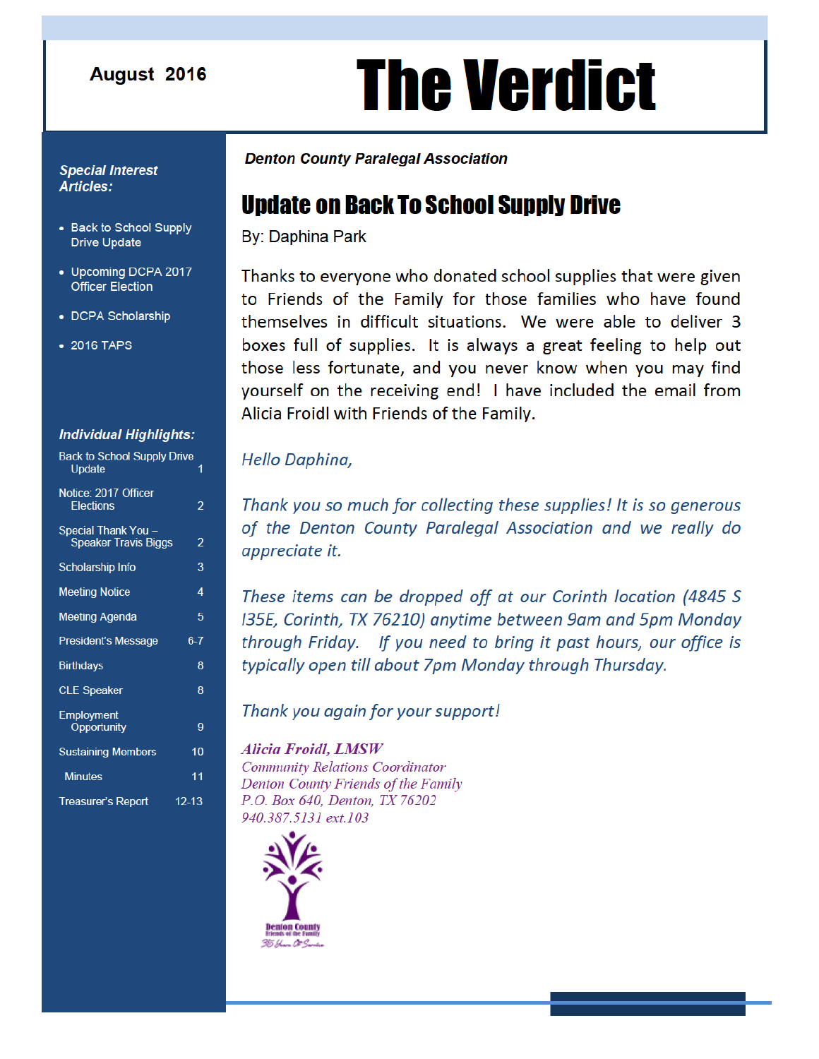August 2016

# The Verdict

**Denton County Paralegal Association**

***Special Interest Articles:***

- Back to School Supply Drive Update
- Upcoming DCPA 2017 Officer Election
- DCPA Scholarship
- 2016 TAPS

***Individual Highlights:***

| | |
|---|---|
| Back to School Supply Drive Update | 1 |
| Notice: 2017 Officer Elections | 2 |
| Special Thank You – Speaker Travis Biggs | 2 |
| Scholarship Info | 3 |
| Meeting Notice | 4 |
| Meeting Agenda | 5 |
| President's Message | 6-7 |
| Birthdays | 8 |
| CLE Speaker | 8 |
| Employment Opportunity | 9 |
| Sustaining Members | 10 |
| Minutes | 11 |
| Treasurer's Report | 12-13 |

## Update on Back To School Supply Drive

By: Daphina Park

Thanks to everyone who donated school supplies that were given to Friends of the Family for those families who have found themselves in difficult situations. We were able to deliver 3 boxes full of supplies. It is always a great feeling to help out those less fortunate, and you never know when you may find yourself on the receiving end! I have included the email from Alicia Froidl with Friends of the Family.

*Hello Daphina,*

*Thank you so much for collecting these supplies! It is so generous of the Denton County Paralegal Association and we really do appreciate it.*

*These items can be dropped off at our Corinth location (4845 S I35E, Corinth, TX 76210) anytime between 9am and 5pm Monday through Friday. If you need to bring it past hours, our office is typically open till about 7pm Monday through Thursday.*

*Thank you again for your support!*

***Alicia Froidl, LMSW***
*Community Relations Coordinator*
*Denton County Friends of the Family*
*P.O. Box 640, Denton, TX 76202*
*940.387.5131 ext.103*

Denton County Friends of the Family
35 Years Of Service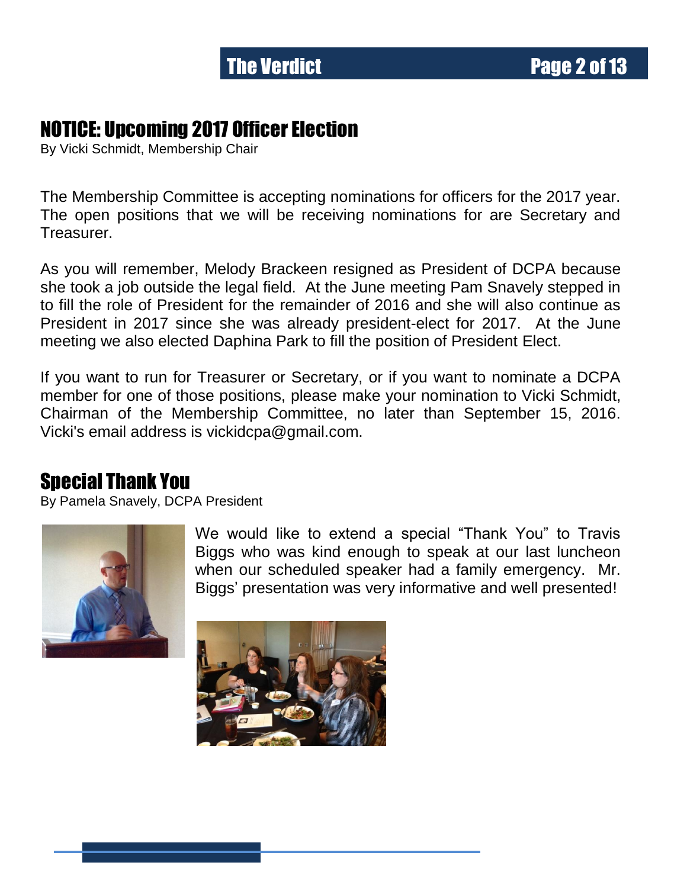## NOTICE: Upcoming 2017 Officer Election

By Vicki Schmidt, Membership Chair

The Membership Committee is accepting nominations for officers for the 2017 year. The open positions that we will be receiving nominations for are Secretary and Treasurer.

As you will remember, Melody Brackeen resigned as President of DCPA because she took a job outside the legal field. At the June meeting Pam Snavely stepped in to fill the role of President for the remainder of 2016 and she will also continue as President in 2017 since she was already president-elect for 2017. At the June meeting we also elected Daphina Park to fill the position of President Elect.

If you want to run for Treasurer or Secretary, or if you want to nominate a DCPA member for one of those positions, please make your nomination to Vicki Schmidt, Chairman of the Membership Committee, no later than September 15, 2016. Vicki's email address is vickidcpa@gmail.com.

## Special Thank You

By Pamela Snavely, DCPA President

We would like to extend a special "Thank You" to Travis Biggs who was kind enough to speak at our last luncheon when our scheduled speaker had a family emergency. Mr. Biggs' presentation was very informative and well presented!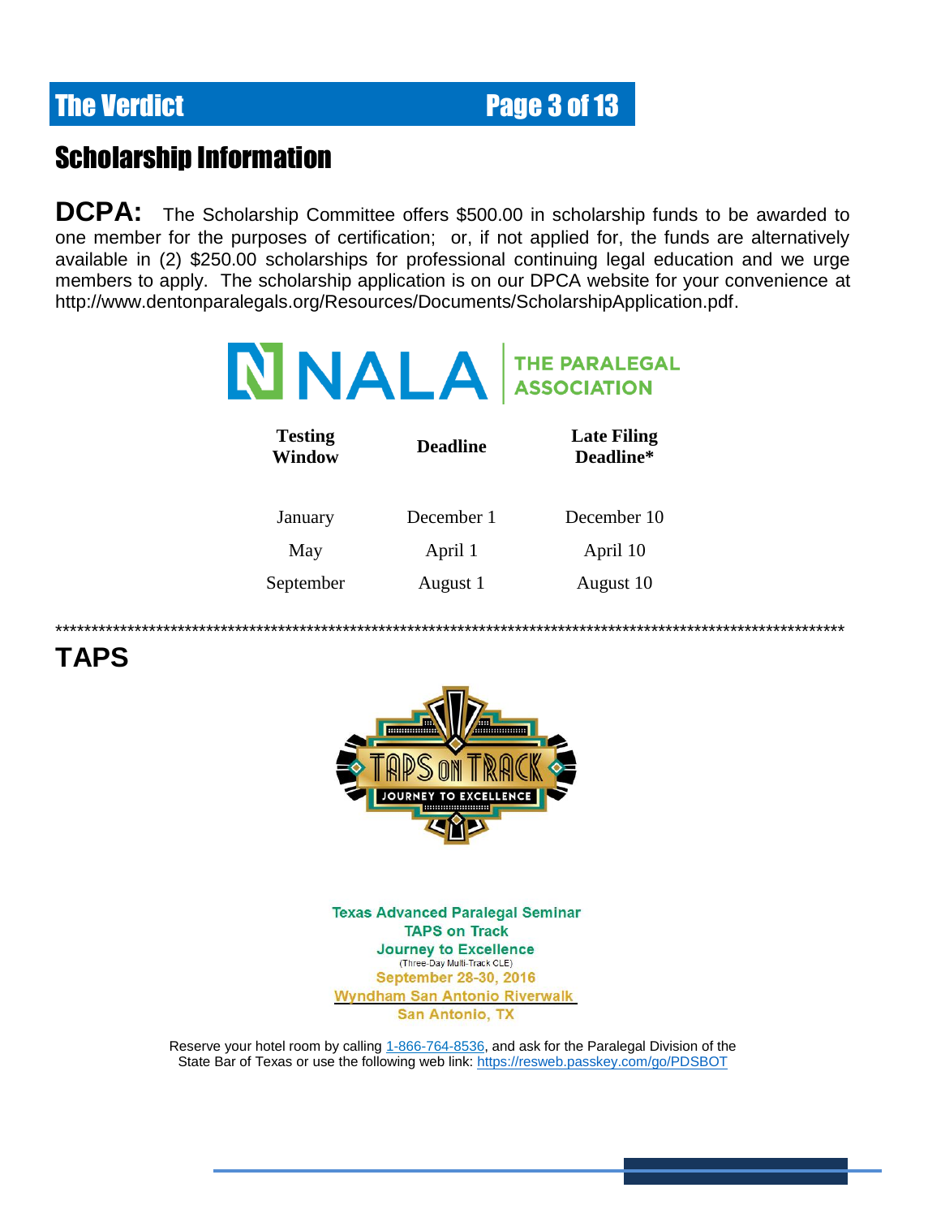## Scholarship Information

**DCPA:** The Scholarship Committee offers $500.00 in scholarship funds to be awarded to one member for the purposes of certification; or, if not applied for, the funds are alternatively available in (2) $250.00 scholarships for professional continuing legal education and we urge members to apply. The scholarship application is on our DPCA website for your convenience at http://www.dentonparalegals.org/Resources/Documents/ScholarshipApplication.pdf.

NALA THE PARALEGAL ASSOCIATION

| Testing Window | Deadline | Late Filing Deadline* |
|---|---|---|
| January | December 1 | December 10 |
| May | April 1 | April 10 |
| September | August 1 | August 10 |

*********************************************************************************************************************

## TAPS

TAPS ON TRACK
JOURNEY TO EXCELLENCE

Texas Advanced Paralegal Seminar
TAPS on Track
Journey to Excellence
(Three-Day Multi-Track CLE)
September 28-30, 2016
Wyndham San Antonio Riverwalk
San Antonio, TX

Reserve your hotel room by calling 1-866-764-8536, and ask for the Paralegal Division of the State Bar of Texas or use the following web link: https://resweb.passkey.com/go/PDSBOT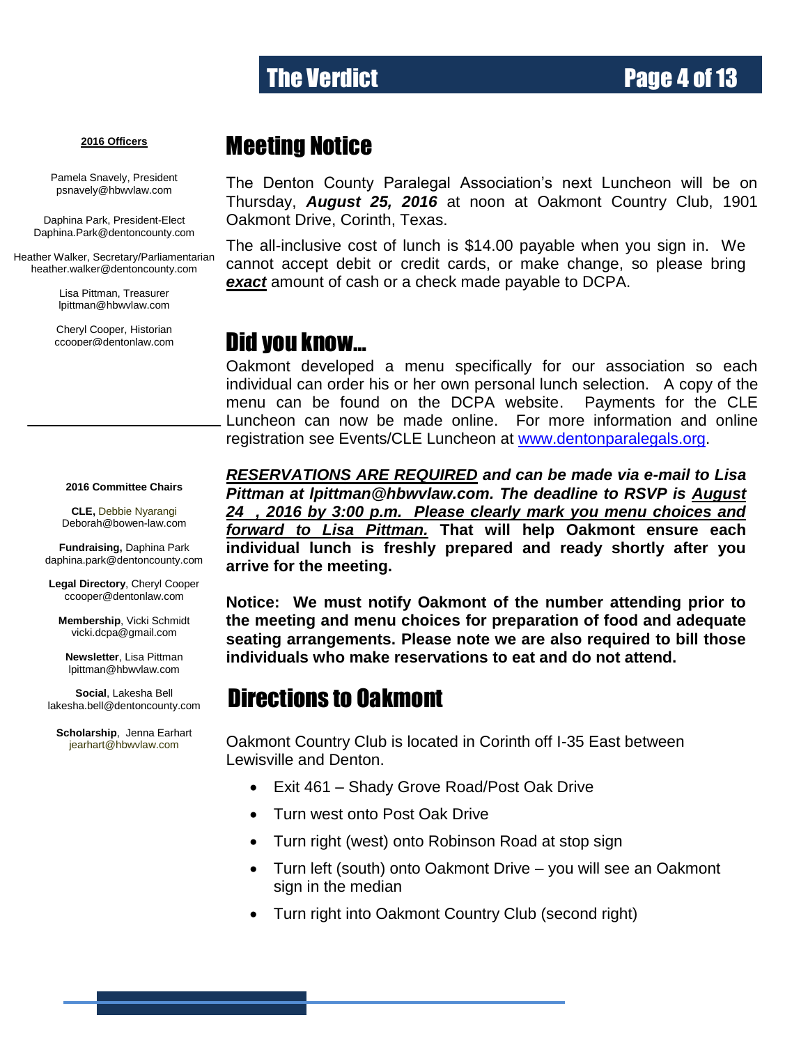**2016 Officers**

Pamela Snavely, President
psnavely@hbwvlaw.com

Daphina Park, President-Elect
Daphina.Park@dentoncounty.com

Heather Walker, Secretary/Parliamentarian
heather.walker@dentoncounty.com

Lisa Pittman, Treasurer
lpittman@hbwvlaw.com

Cheryl Cooper, Historian
ccooper@dentonlaw.com

**2016 Committee Chairs**

**CLE,** Debbie Nyarangi
Deborah@bowen-law.com

**Fundraising,** Daphina Park
daphina.park@dentoncounty.com

**Legal Directory**, Cheryl Cooper
ccooper@dentonlaw.com

**Membership**, Vicki Schmidt
vicki.dcpa@gmail.com

**Newsletter**, Lisa Pittman
lpittman@hbwvlaw.com

**Social**, Lakesha Bell
lakesha.bell@dentoncounty.com

**Scholarship**, Jenna Earhart
jearhart@hbwvlaw.com

# Meeting Notice

The Denton County Paralegal Association's next Luncheon will be on Thursday, ***August 25, 2016*** at noon at Oakmont Country Club, 1901 Oakmont Drive, Corinth, Texas.

The all-inclusive cost of lunch is $14.00 payable when you sign in. We cannot accept debit or credit cards, or make change, so please bring ***exact*** amount of cash or a check made payable to DCPA.

# Did you know…

Oakmont developed a menu specifically for our association so each individual can order his or her own personal lunch selection. A copy of the menu can be found on the DCPA website. Payments for the CLE Luncheon can now be made online. For more information and online registration see Events/CLE Luncheon at www.dentonparalegals.org.

***RESERVATIONS ARE REQUIRED and can be made via e-mail to Lisa Pittman at lpittman@hbwvlaw.com. The deadline to RSVP is August 24 , 2016 by 3:00 p.m. Please clearly mark you menu choices and forward to Lisa Pittman.*** **That will help Oakmont ensure each individual lunch is freshly prepared and ready shortly after you arrive for the meeting.**

**Notice: We must notify Oakmont of the number attending prior to the meeting and menu choices for preparation of food and adequate seating arrangements. Please note we are also required to bill those individuals who make reservations to eat and do not attend.**

# Directions to Oakmont

Oakmont Country Club is located in Corinth off I-35 East between Lewisville and Denton.

- Exit 461 – Shady Grove Road/Post Oak Drive
- Turn west onto Post Oak Drive
- Turn right (west) onto Robinson Road at stop sign
- Turn left (south) onto Oakmont Drive – you will see an Oakmont sign in the median
- Turn right into Oakmont Country Club (second right)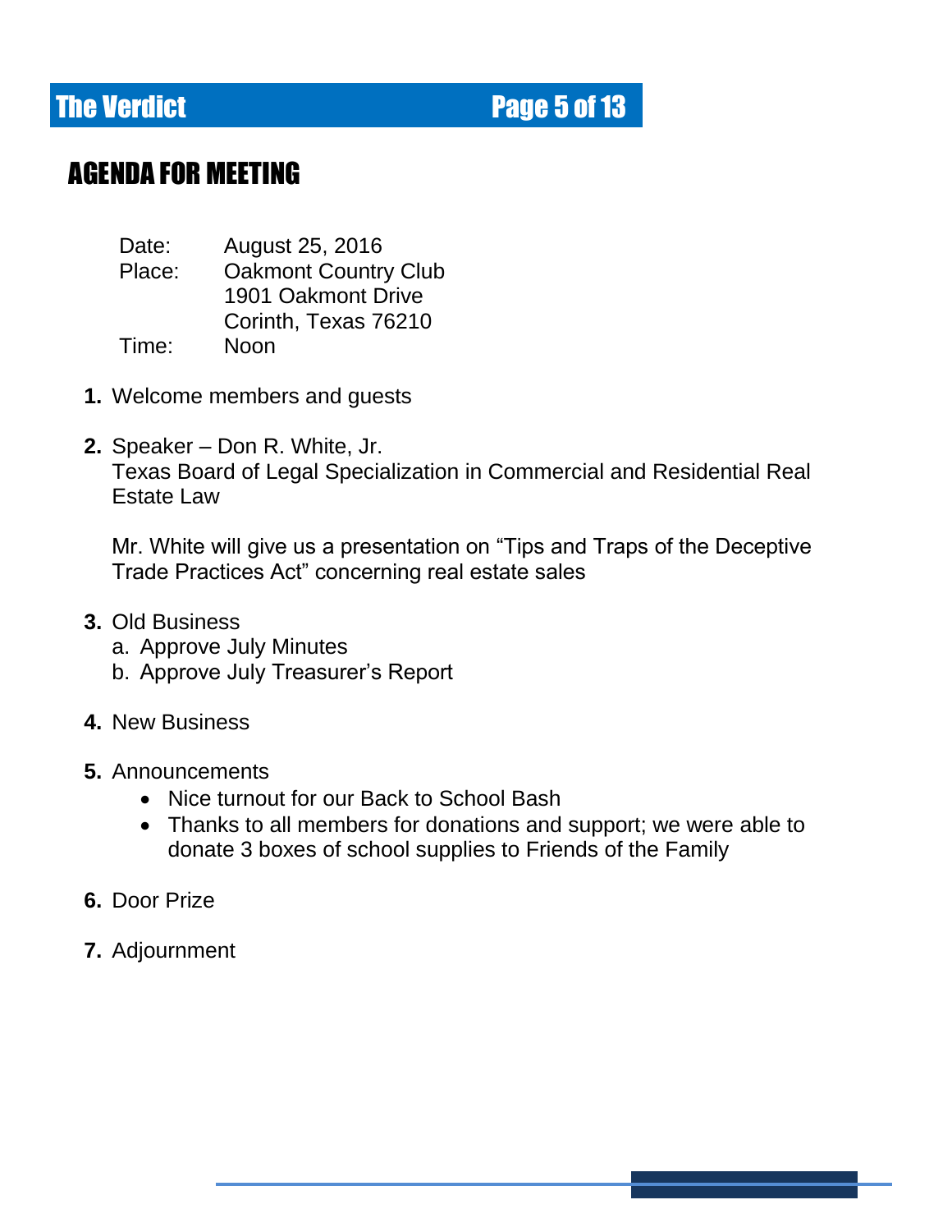## AGENDA FOR MEETING

Date: August 25, 2016
Place: Oakmont Country Club
1901 Oakmont Drive
Corinth, Texas 76210
Time: Noon

1. Welcome members and guests

2. Speaker – Don R. White, Jr.
   Texas Board of Legal Specialization in Commercial and Residential Real Estate Law

   Mr. White will give us a presentation on "Tips and Traps of the Deceptive Trade Practices Act" concerning real estate sales

3. Old Business
   a. Approve July Minutes
   b. Approve July Treasurer's Report

4. New Business

5. Announcements
   - Nice turnout for our Back to School Bash
   - Thanks to all members for donations and support; we were able to donate 3 boxes of school supplies to Friends of the Family

6. Door Prize

7. Adjournment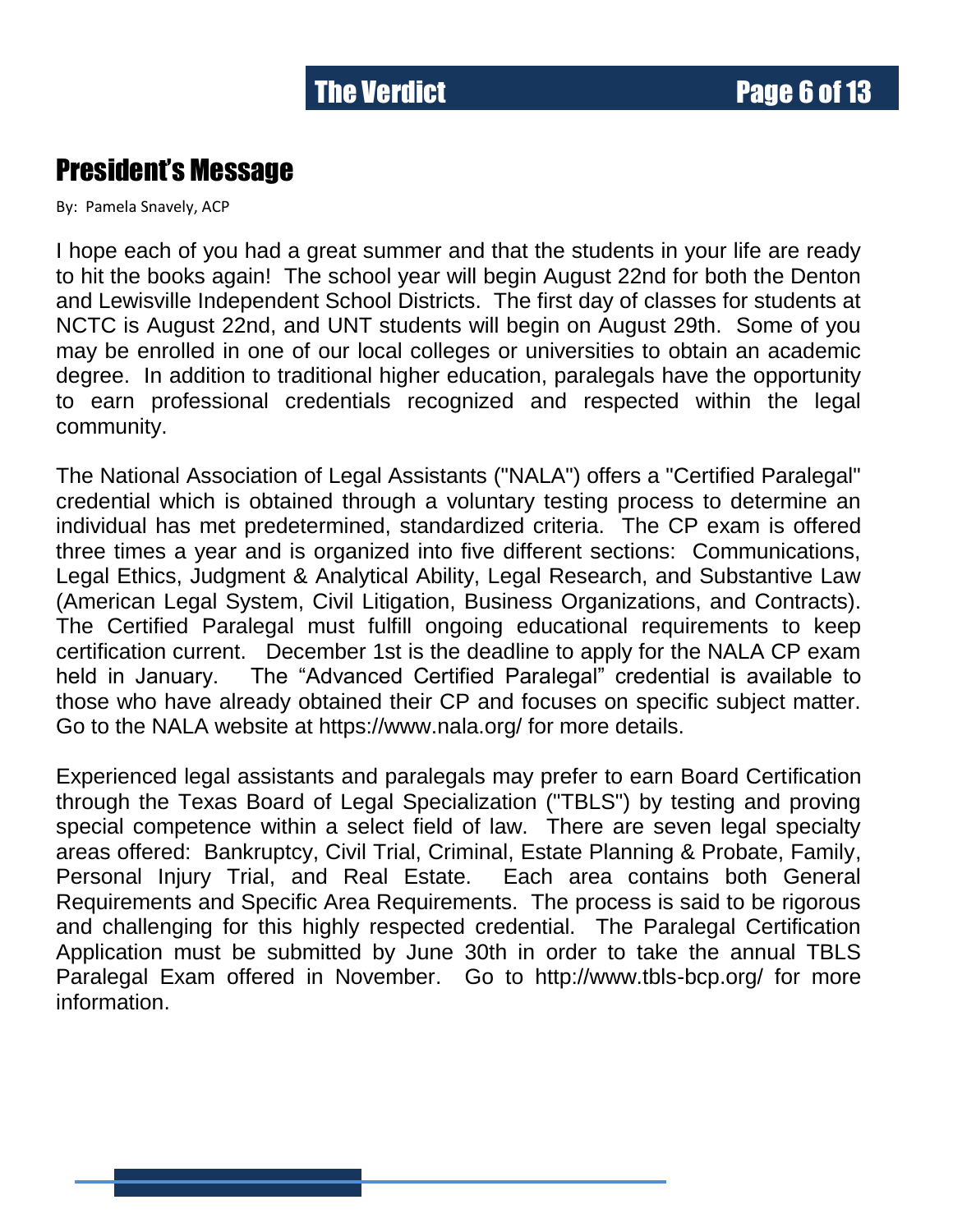## President's Message

By: Pamela Snavely, ACP

I hope each of you had a great summer and that the students in your life are ready to hit the books again! The school year will begin August 22nd for both the Denton and Lewisville Independent School Districts. The first day of classes for students at NCTC is August 22nd, and UNT students will begin on August 29th. Some of you may be enrolled in one of our local colleges or universities to obtain an academic degree. In addition to traditional higher education, paralegals have the opportunity to earn professional credentials recognized and respected within the legal community.

The National Association of Legal Assistants ("NALA") offers a "Certified Paralegal" credential which is obtained through a voluntary testing process to determine an individual has met predetermined, standardized criteria. The CP exam is offered three times a year and is organized into five different sections: Communications, Legal Ethics, Judgment & Analytical Ability, Legal Research, and Substantive Law (American Legal System, Civil Litigation, Business Organizations, and Contracts). The Certified Paralegal must fulfill ongoing educational requirements to keep certification current. December 1st is the deadline to apply for the NALA CP exam held in January. The "Advanced Certified Paralegal" credential is available to those who have already obtained their CP and focuses on specific subject matter. Go to the NALA website at https://www.nala.org/ for more details.

Experienced legal assistants and paralegals may prefer to earn Board Certification through the Texas Board of Legal Specialization ("TBLS") by testing and proving special competence within a select field of law. There are seven legal specialty areas offered: Bankruptcy, Civil Trial, Criminal, Estate Planning & Probate, Family, Personal Injury Trial, and Real Estate. Each area contains both General Requirements and Specific Area Requirements. The process is said to be rigorous and challenging for this highly respected credential. The Paralegal Certification Application must be submitted by June 30th in order to take the annual TBLS Paralegal Exam offered in November. Go to http://www.tbls-bcp.org/ for more information.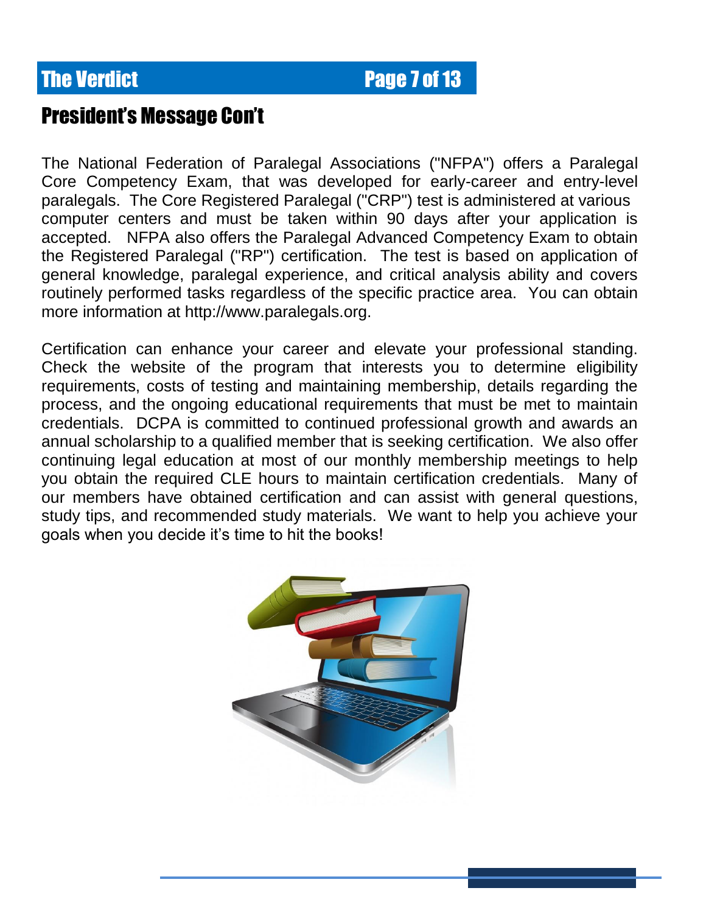## President's Message Con't

The National Federation of Paralegal Associations ("NFPA") offers a Paralegal Core Competency Exam, that was developed for early-career and entry-level paralegals. The Core Registered Paralegal ("CRP") test is administered at various computer centers and must be taken within 90 days after your application is accepted. NFPA also offers the Paralegal Advanced Competency Exam to obtain the Registered Paralegal ("RP") certification. The test is based on application of general knowledge, paralegal experience, and critical analysis ability and covers routinely performed tasks regardless of the specific practice area. You can obtain more information at http://www.paralegals.org.

Certification can enhance your career and elevate your professional standing. Check the website of the program that interests you to determine eligibility requirements, costs of testing and maintaining membership, details regarding the process, and the ongoing educational requirements that must be met to maintain credentials. DCPA is committed to continued professional growth and awards an annual scholarship to a qualified member that is seeking certification. We also offer continuing legal education at most of our monthly membership meetings to help you obtain the required CLE hours to maintain certification credentials. Many of our members have obtained certification and can assist with general questions, study tips, and recommended study materials. We want to help you achieve your goals when you decide it's time to hit the books!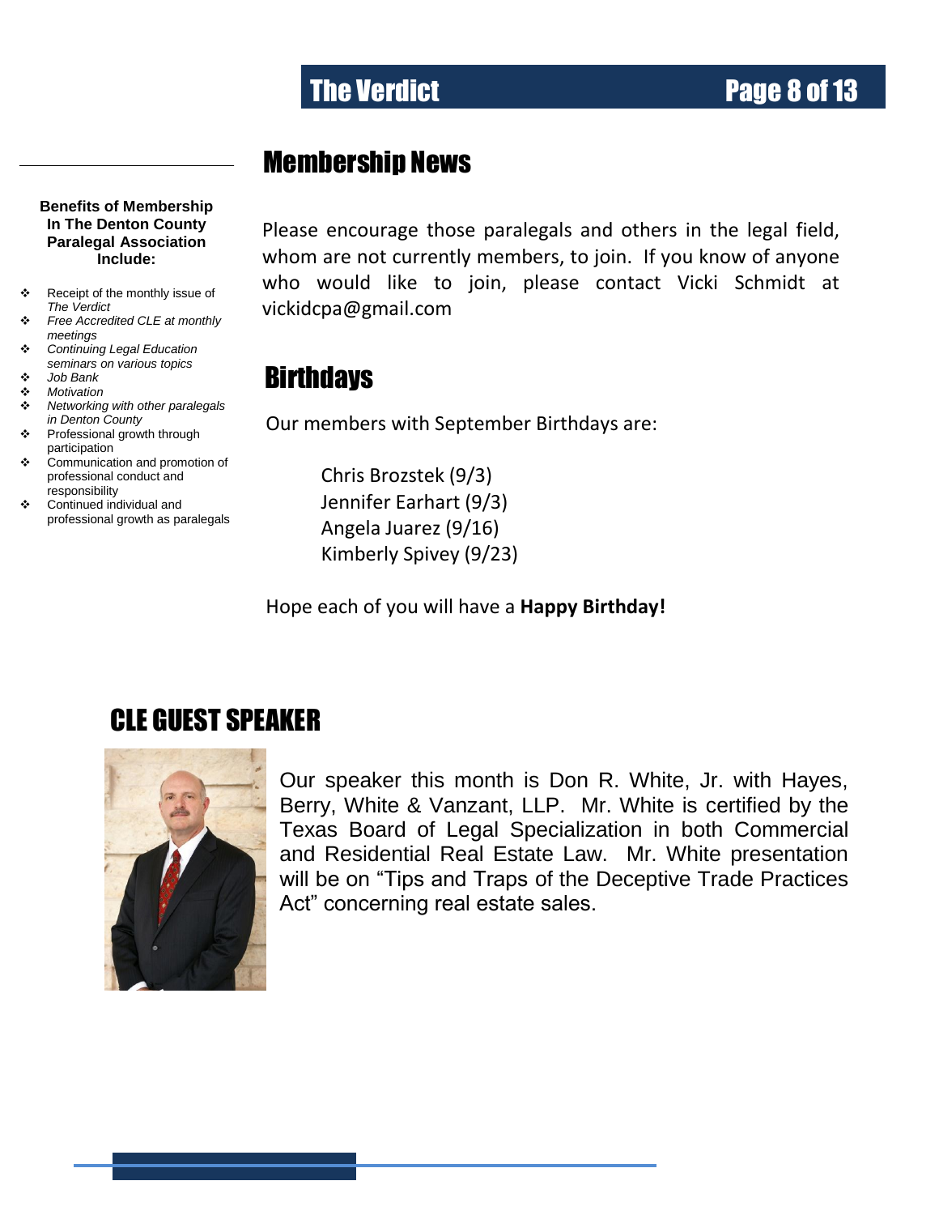## Membership News

Please encourage those paralegals and others in the legal field, whom are not currently members, to join. If you know of anyone who would like to join, please contact Vicki Schmidt at vickidcpa@gmail.com

**Benefits of Membership In The Denton County Paralegal Association Include:**

- Receipt of the monthly issue of *The Verdict*
- *Free Accredited CLE at monthly meetings*
- *Continuing Legal Education seminars on various topics*
- *Job Bank*
- *Motivation*
- *Networking with other paralegals in Denton County*
- Professional growth through participation
- Communication and promotion of professional conduct and responsibility
- Continued individual and professional growth as paralegals

## Birthdays

Our members with September Birthdays are:

Chris Brozstek (9/3)
Jennifer Earhart (9/3)
Angela Juarez (9/16)
Kimberly Spivey (9/23)

Hope each of you will have a **Happy Birthday!**

## CLE GUEST SPEAKER

Our speaker this month is Don R. White, Jr. with Hayes, Berry, White & Vanzant, LLP. Mr. White is certified by the Texas Board of Legal Specialization in both Commercial and Residential Real Estate Law. Mr. White presentation will be on "Tips and Traps of the Deceptive Trade Practices Act" concerning real estate sales.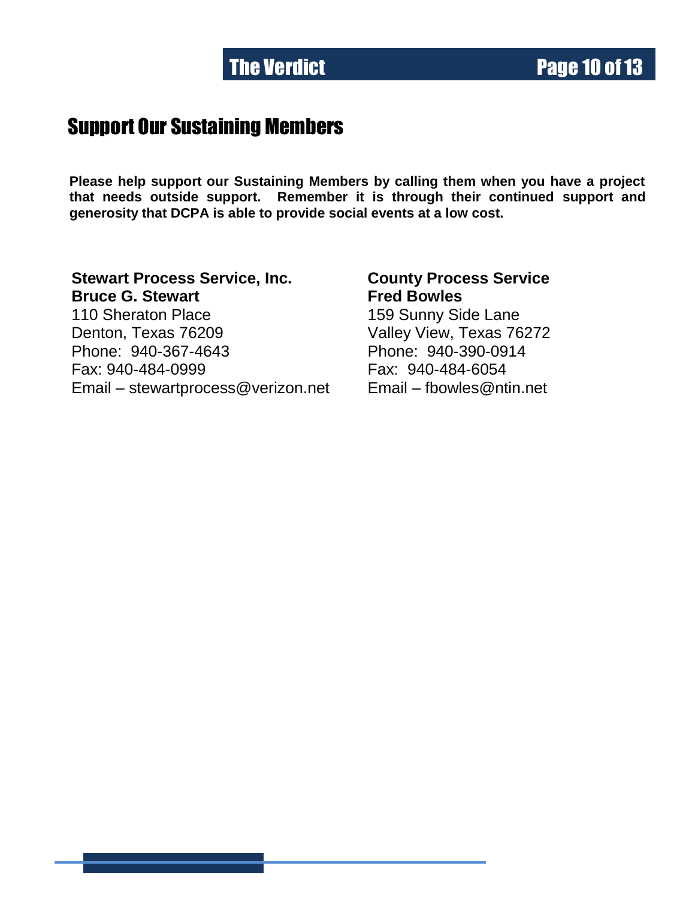## Support Our Sustaining Members

**Please help support our Sustaining Members by calling them when you have a project that needs outside support. Remember it is through their continued support and generosity that DCPA is able to provide social events at a low cost.**

**Stewart Process Service, Inc.**
**Bruce G. Stewart**
110 Sheraton Place
Denton, Texas 76209
Phone: 940-367-4643
Fax: 940-484-0999
Email – stewartprocess@verizon.net

**County Process Service**
**Fred Bowles**
159 Sunny Side Lane
Valley View, Texas 76272
Phone: 940-390-0914
Fax: 940-484-6054
Email – fbowles@ntin.net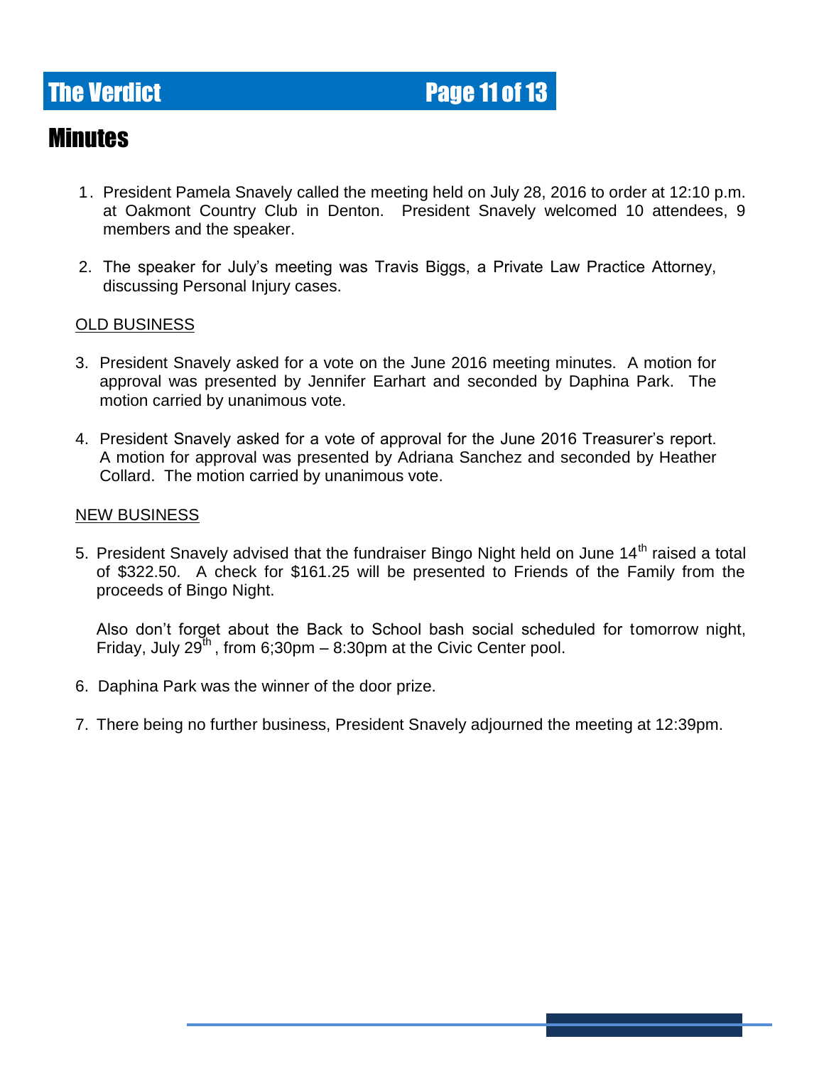# Minutes

1. President Pamela Snavely called the meeting held on July 28, 2016 to order at 12:10 p.m. at Oakmont Country Club in Denton. President Snavely welcomed 10 attendees, 9 members and the speaker.

2. The speaker for July's meeting was Travis Biggs, a Private Law Practice Attorney, discussing Personal Injury cases.

<u>OLD BUSINESS</u>

3. President Snavely asked for a vote on the June 2016 meeting minutes. A motion for approval was presented by Jennifer Earhart and seconded by Daphina Park. The motion carried by unanimous vote.

4. President Snavely asked for a vote of approval for the June 2016 Treasurer's report. A motion for approval was presented by Adriana Sanchez and seconded by Heather Collard. The motion carried by unanimous vote.

<u>NEW BUSINESS</u>

5. President Snavely advised that the fundraiser Bingo Night held on June 14th raised a total of $322.50. A check for $161.25 will be presented to Friends of the Family from the proceeds of Bingo Night.

   Also don't forget about the Back to School bash social scheduled for tomorrow night, Friday, July 29th, from 6;30pm – 8:30pm at the Civic Center pool.

6. Daphina Park was the winner of the door prize.

7. There being no further business, President Snavely adjourned the meeting at 12:39pm.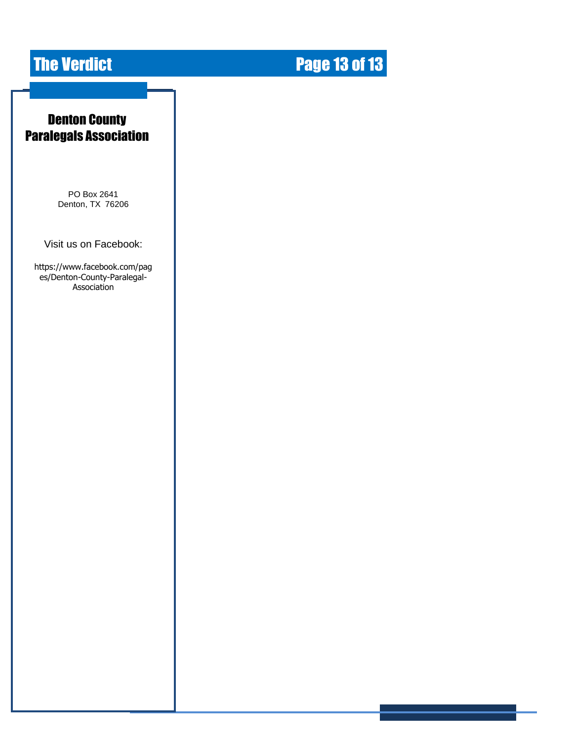## Denton County Paralegals Association

PO Box 2641
Denton, TX 76206

Visit us on Facebook:

https://www.facebook.com/pages/Denton-County-Paralegal-Association